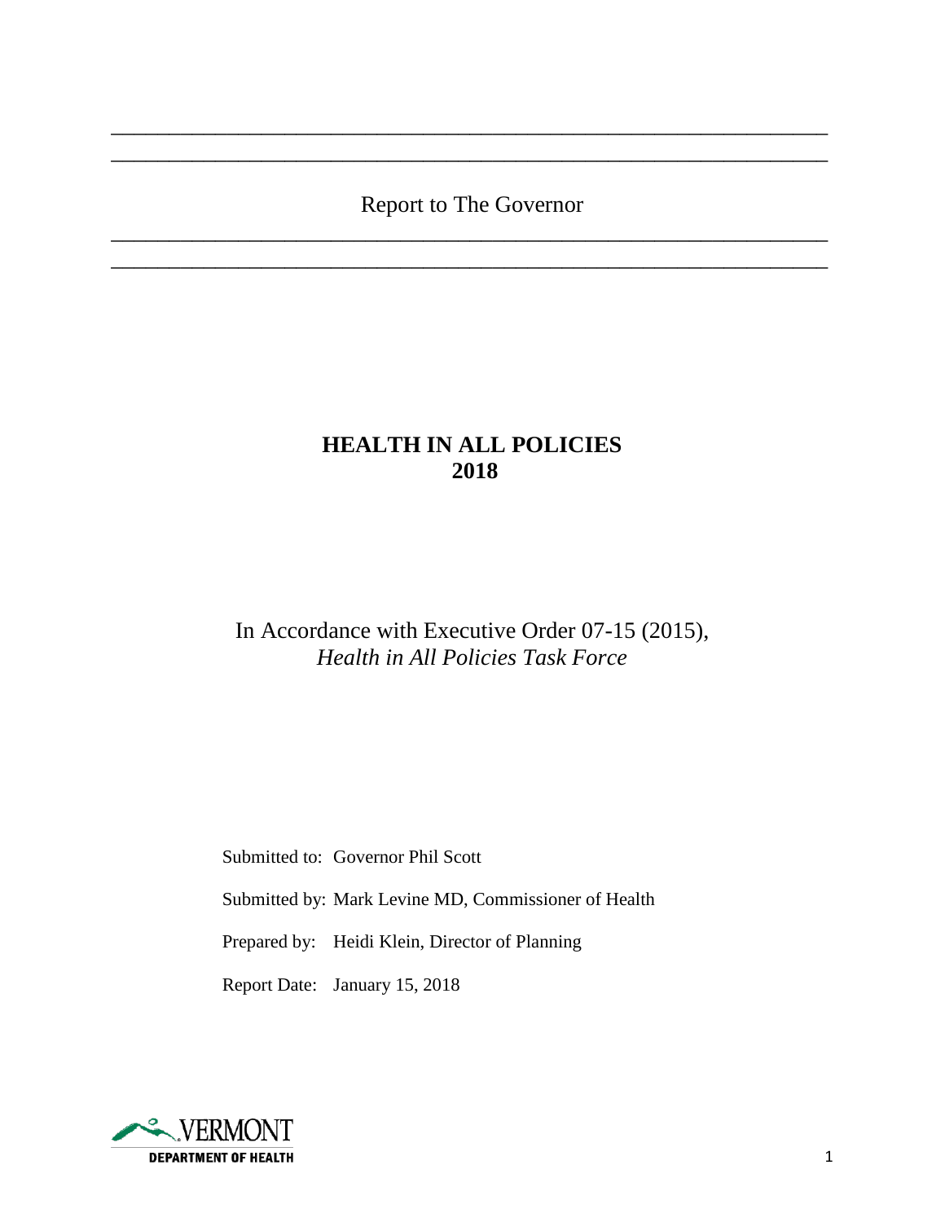Report to The Governor

# HEALTH IN ALL POLICIES
# 2018

In Accordance with Executive Order 07-15 (2015),
*Health in All Policies Task Force*

Submitted to: Governor Phil Scott

Submitted by: Mark Levine MD, Commissioner of Health

Prepared by: Heidi Klein, Director of Planning

Report Date: January 15, 2018

VERMONT
DEPARTMENT OF HEALTH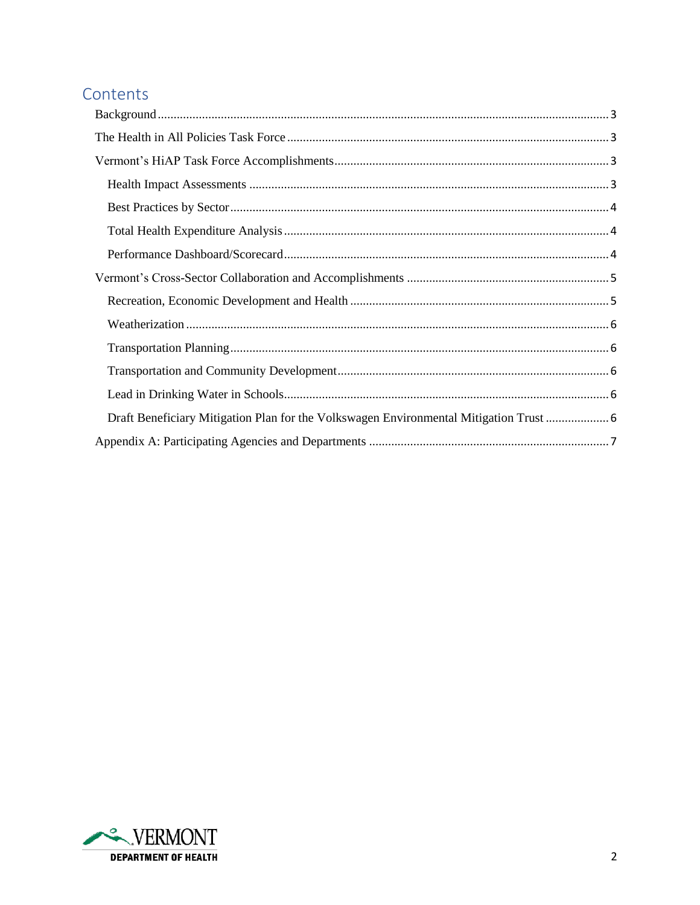# Contents

- Background ..... 3
- The Health in All Policies Task Force ..... 3
- Vermont's HiAP Task Force Accomplishments ..... 3
  - Health Impact Assessments ..... 3
  - Best Practices by Sector ..... 4
  - Total Health Expenditure Analysis ..... 4
  - Performance Dashboard/Scorecard ..... 4
- Vermont's Cross-Sector Collaboration and Accomplishments ..... 5
  - Recreation, Economic Development and Health ..... 5
  - Weatherization ..... 6
  - Transportation Planning ..... 6
  - Transportation and Community Development ..... 6
  - Lead in Drinking Water in Schools ..... 6
  - Draft Beneficiary Mitigation Plan for the Volkswagen Environmental Mitigation Trust ..... 6
- Appendix A: Participating Agencies and Departments ..... 7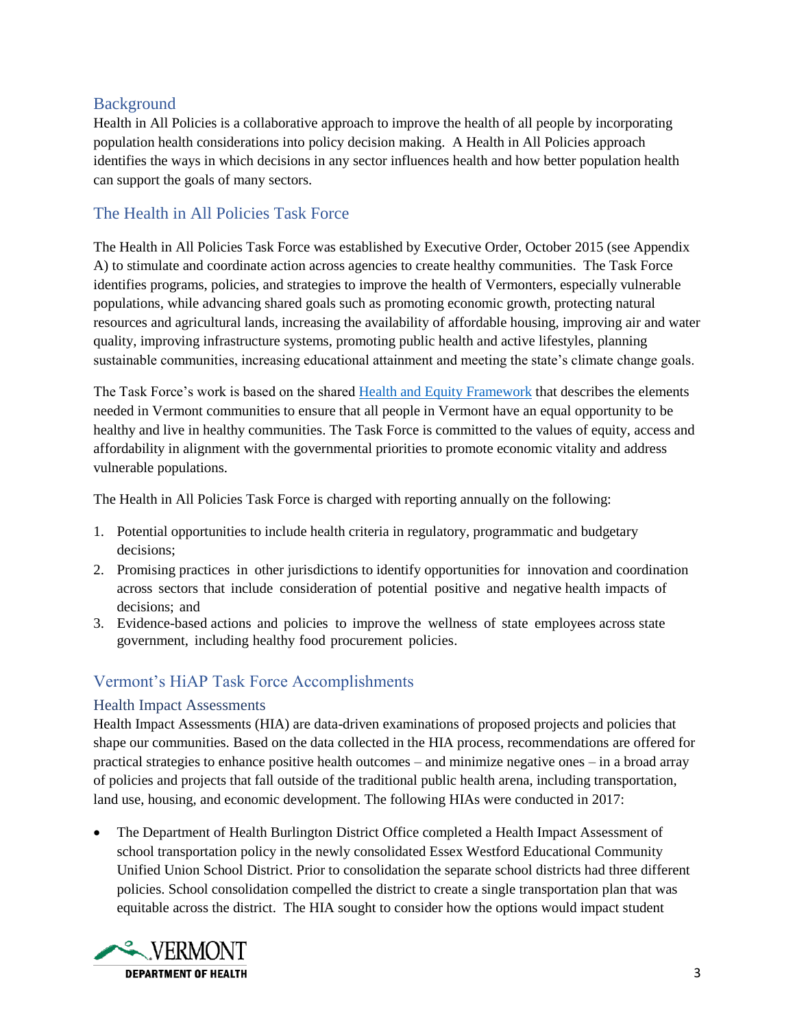## Background

Health in All Policies is a collaborative approach to improve the health of all people by incorporating population health considerations into policy decision making. A Health in All Policies approach identifies the ways in which decisions in any sector influences health and how better population health can support the goals of many sectors.

## The Health in All Policies Task Force

The Health in All Policies Task Force was established by Executive Order, October 2015 (see Appendix A) to stimulate and coordinate action across agencies to create healthy communities. The Task Force identifies programs, policies, and strategies to improve the health of Vermonters, especially vulnerable populations, while advancing shared goals such as promoting economic growth, protecting natural resources and agricultural lands, increasing the availability of affordable housing, improving air and water quality, improving infrastructure systems, promoting public health and active lifestyles, planning sustainable communities, increasing educational attainment and meeting the state's climate change goals.

The Task Force's work is based on the shared Health and Equity Framework that describes the elements needed in Vermont communities to ensure that all people in Vermont have an equal opportunity to be healthy and live in healthy communities. The Task Force is committed to the values of equity, access and affordability in alignment with the governmental priorities to promote economic vitality and address vulnerable populations.

The Health in All Policies Task Force is charged with reporting annually on the following:

1. Potential opportunities to include health criteria in regulatory, programmatic and budgetary decisions;
2. Promising practices in other jurisdictions to identify opportunities for innovation and coordination across sectors that include consideration of potential positive and negative health impacts of decisions; and
3. Evidence-based actions and policies to improve the wellness of state employees across state government, including healthy food procurement policies.

## Vermont's HiAP Task Force Accomplishments

### Health Impact Assessments

Health Impact Assessments (HIA) are data-driven examinations of proposed projects and policies that shape our communities. Based on the data collected in the HIA process, recommendations are offered for practical strategies to enhance positive health outcomes – and minimize negative ones – in a broad array of policies and projects that fall outside of the traditional public health arena, including transportation, land use, housing, and economic development. The following HIAs were conducted in 2017:

- The Department of Health Burlington District Office completed a Health Impact Assessment of school transportation policy in the newly consolidated Essex Westford Educational Community Unified Union School District. Prior to consolidation the separate school districts had three different policies. School consolidation compelled the district to create a single transportation plan that was equitable across the district. The HIA sought to consider how the options would impact student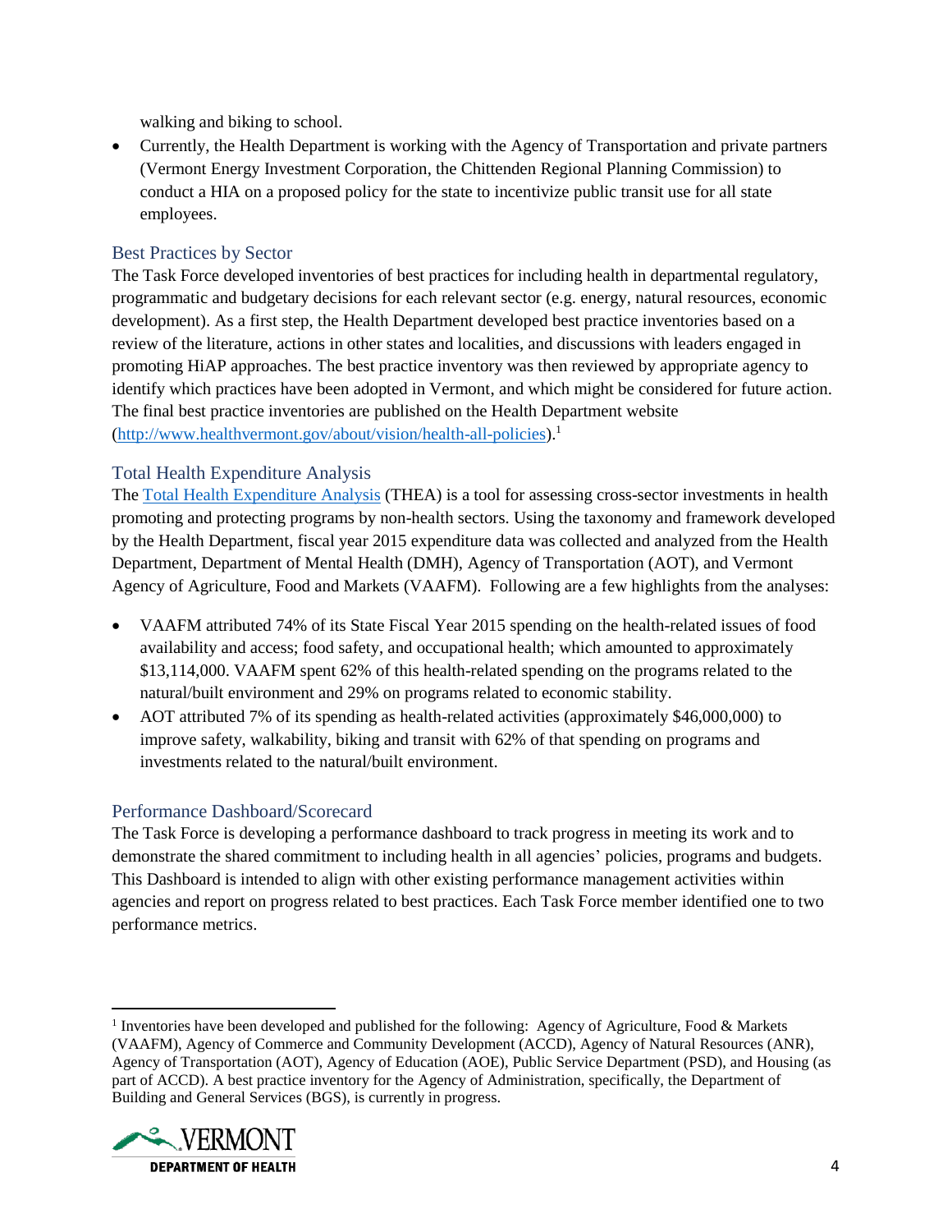walking and biking to school.

- Currently, the Health Department is working with the Agency of Transportation and private partners (Vermont Energy Investment Corporation, the Chittenden Regional Planning Commission) to conduct a HIA on a proposed policy for the state to incentivize public transit use for all state employees.

## Best Practices by Sector

The Task Force developed inventories of best practices for including health in departmental regulatory, programmatic and budgetary decisions for each relevant sector (e.g. energy, natural resources, economic development). As a first step, the Health Department developed best practice inventories based on a review of the literature, actions in other states and localities, and discussions with leaders engaged in promoting HiAP approaches. The best practice inventory was then reviewed by appropriate agency to identify which practices have been adopted in Vermont, and which might be considered for future action. The final best practice inventories are published on the Health Department website (http://www.healthvermont.gov/about/vision/health-all-policies).[1]

## Total Health Expenditure Analysis

The Total Health Expenditure Analysis (THEA) is a tool for assessing cross-sector investments in health promoting and protecting programs by non-health sectors. Using the taxonomy and framework developed by the Health Department, fiscal year 2015 expenditure data was collected and analyzed from the Health Department, Department of Mental Health (DMH), Agency of Transportation (AOT), and Vermont Agency of Agriculture, Food and Markets (VAAFM). Following are a few highlights from the analyses:

- VAAFM attributed 74% of its State Fiscal Year 2015 spending on the health-related issues of food availability and access; food safety, and occupational health; which amounted to approximately $13,114,000. VAAFM spent 62% of this health-related spending on the programs related to the natural/built environment and 29% on programs related to economic stability.
- AOT attributed 7% of its spending as health-related activities (approximately $46,000,000) to improve safety, walkability, biking and transit with 62% of that spending on programs and investments related to the natural/built environment.

## Performance Dashboard/Scorecard

The Task Force is developing a performance dashboard to track progress in meeting its work and to demonstrate the shared commitment to including health in all agencies' policies, programs and budgets. This Dashboard is intended to align with other existing performance management activities within agencies and report on progress related to best practices. Each Task Force member identified one to two performance metrics.

---

[1] Inventories have been developed and published for the following: Agency of Agriculture, Food & Markets (VAAFM), Agency of Commerce and Community Development (ACCD), Agency of Natural Resources (ANR), Agency of Transportation (AOT), Agency of Education (AOE), Public Service Department (PSD), and Housing (as part of ACCD). A best practice inventory for the Agency of Administration, specifically, the Department of Building and General Services (BGS), is currently in progress.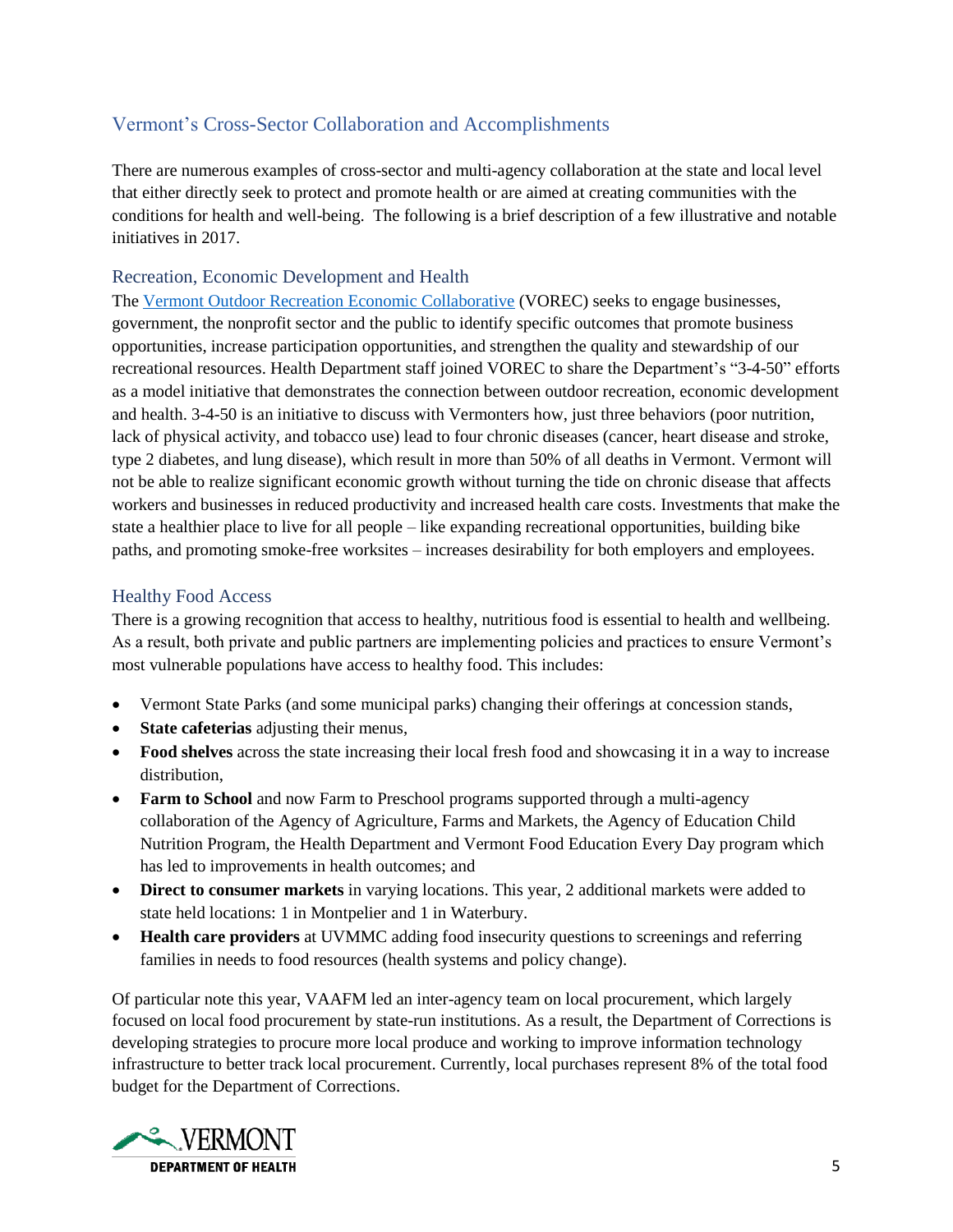## Vermont's Cross-Sector Collaboration and Accomplishments

There are numerous examples of cross-sector and multi-agency collaboration at the state and local level that either directly seek to protect and promote health or are aimed at creating communities with the conditions for health and well-being. The following is a brief description of a few illustrative and notable initiatives in 2017.

### Recreation, Economic Development and Health

The Vermont Outdoor Recreation Economic Collaborative (VOREC) seeks to engage businesses, government, the nonprofit sector and the public to identify specific outcomes that promote business opportunities, increase participation opportunities, and strengthen the quality and stewardship of our recreational resources. Health Department staff joined VOREC to share the Department's "3-4-50" efforts as a model initiative that demonstrates the connection between outdoor recreation, economic development and health. 3-4-50 is an initiative to discuss with Vermonters how, just three behaviors (poor nutrition, lack of physical activity, and tobacco use) lead to four chronic diseases (cancer, heart disease and stroke, type 2 diabetes, and lung disease), which result in more than 50% of all deaths in Vermont. Vermont will not be able to realize significant economic growth without turning the tide on chronic disease that affects workers and businesses in reduced productivity and increased health care costs. Investments that make the state a healthier place to live for all people – like expanding recreational opportunities, building bike paths, and promoting smoke-free worksites – increases desirability for both employers and employees.

### Healthy Food Access

There is a growing recognition that access to healthy, nutritious food is essential to health and wellbeing. As a result, both private and public partners are implementing policies and practices to ensure Vermont's most vulnerable populations have access to healthy food. This includes:

- Vermont State Parks (and some municipal parks) changing their offerings at concession stands,
- **State cafeterias** adjusting their menus,
- **Food shelves** across the state increasing their local fresh food and showcasing it in a way to increase distribution,
- **Farm to School** and now Farm to Preschool programs supported through a multi-agency collaboration of the Agency of Agriculture, Farms and Markets, the Agency of Education Child Nutrition Program, the Health Department and Vermont Food Education Every Day program which has led to improvements in health outcomes; and
- **Direct to consumer markets** in varying locations. This year, 2 additional markets were added to state held locations: 1 in Montpelier and 1 in Waterbury.
- **Health care providers** at UVMMC adding food insecurity questions to screenings and referring families in needs to food resources (health systems and policy change).

Of particular note this year, VAAFM led an inter-agency team on local procurement, which largely focused on local food procurement by state-run institutions. As a result, the Department of Corrections is developing strategies to procure more local produce and working to improve information technology infrastructure to better track local procurement. Currently, local purchases represent 8% of the total food budget for the Department of Corrections.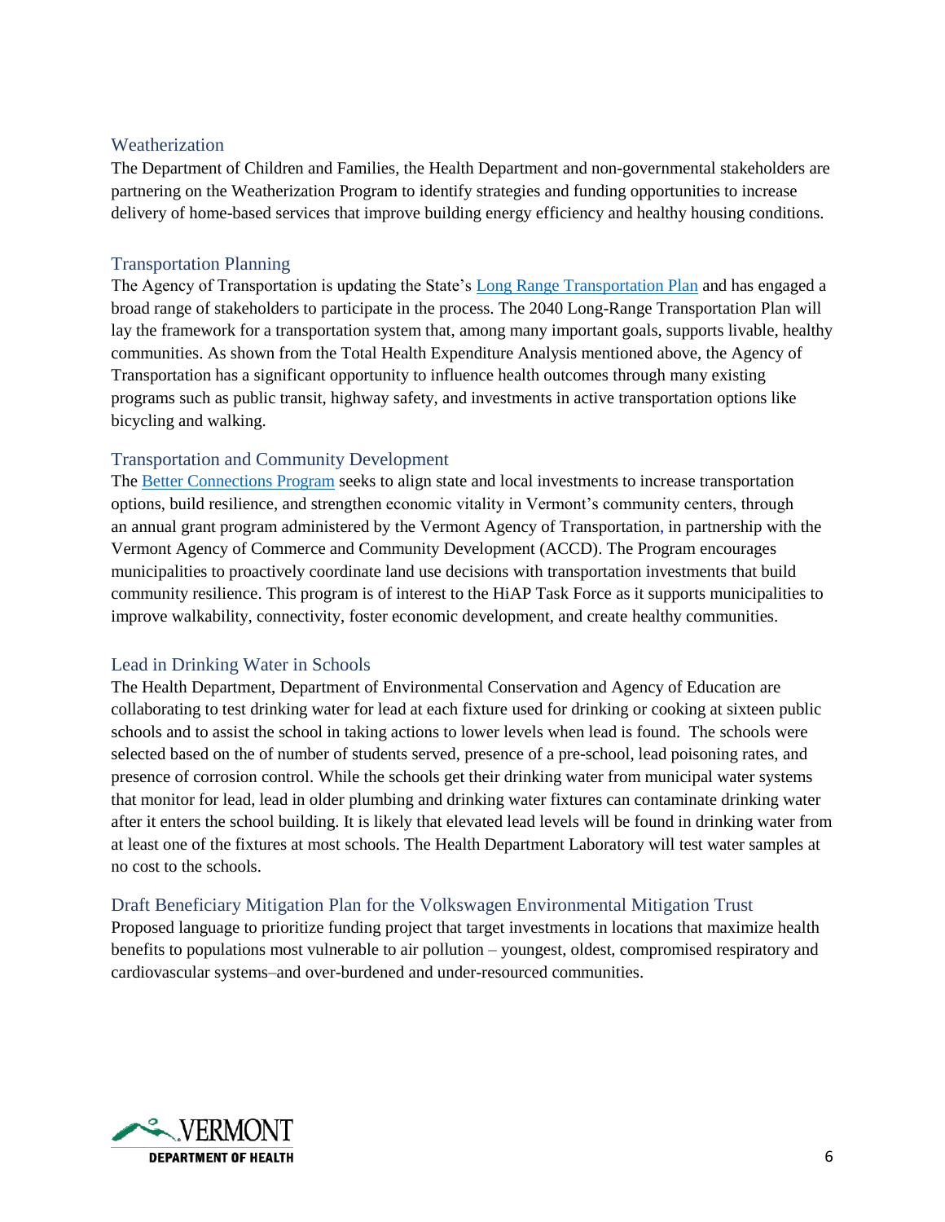## Weatherization

The Department of Children and Families, the Health Department and non-governmental stakeholders are partnering on the Weatherization Program to identify strategies and funding opportunities to increase delivery of home-based services that improve building energy efficiency and healthy housing conditions.

## Transportation Planning

The Agency of Transportation is updating the State's [Long Range Transportation Plan] and has engaged a broad range of stakeholders to participate in the process. The 2040 Long-Range Transportation Plan will lay the framework for a transportation system that, among many important goals, supports livable, healthy communities. As shown from the Total Health Expenditure Analysis mentioned above, the Agency of Transportation has a significant opportunity to influence health outcomes through many existing programs such as public transit, highway safety, and investments in active transportation options like bicycling and walking.

## Transportation and Community Development

The [Better Connections Program] seeks to align state and local investments to increase transportation options, build resilience, and strengthen economic vitality in Vermont's community centers, through an annual grant program administered by the Vermont Agency of Transportation, in partnership with the Vermont Agency of Commerce and Community Development (ACCD). The Program encourages municipalities to proactively coordinate land use decisions with transportation investments that build community resilience. This program is of interest to the HiAP Task Force as it supports municipalities to improve walkability, connectivity, foster economic development, and create healthy communities.

## Lead in Drinking Water in Schools

The Health Department, Department of Environmental Conservation and Agency of Education are collaborating to test drinking water for lead at each fixture used for drinking or cooking at sixteen public schools and to assist the school in taking actions to lower levels when lead is found. The schools were selected based on the of number of students served, presence of a pre-school, lead poisoning rates, and presence of corrosion control. While the schools get their drinking water from municipal water systems that monitor for lead, lead in older plumbing and drinking water fixtures can contaminate drinking water after it enters the school building. It is likely that elevated lead levels will be found in drinking water from at least one of the fixtures at most schools. The Health Department Laboratory will test water samples at no cost to the schools.

## Draft Beneficiary Mitigation Plan for the Volkswagen Environmental Mitigation Trust

Proposed language to prioritize funding project that target investments in locations that maximize health benefits to populations most vulnerable to air pollution – youngest, oldest, compromised respiratory and cardiovascular systems–and over-burdened and under-resourced communities.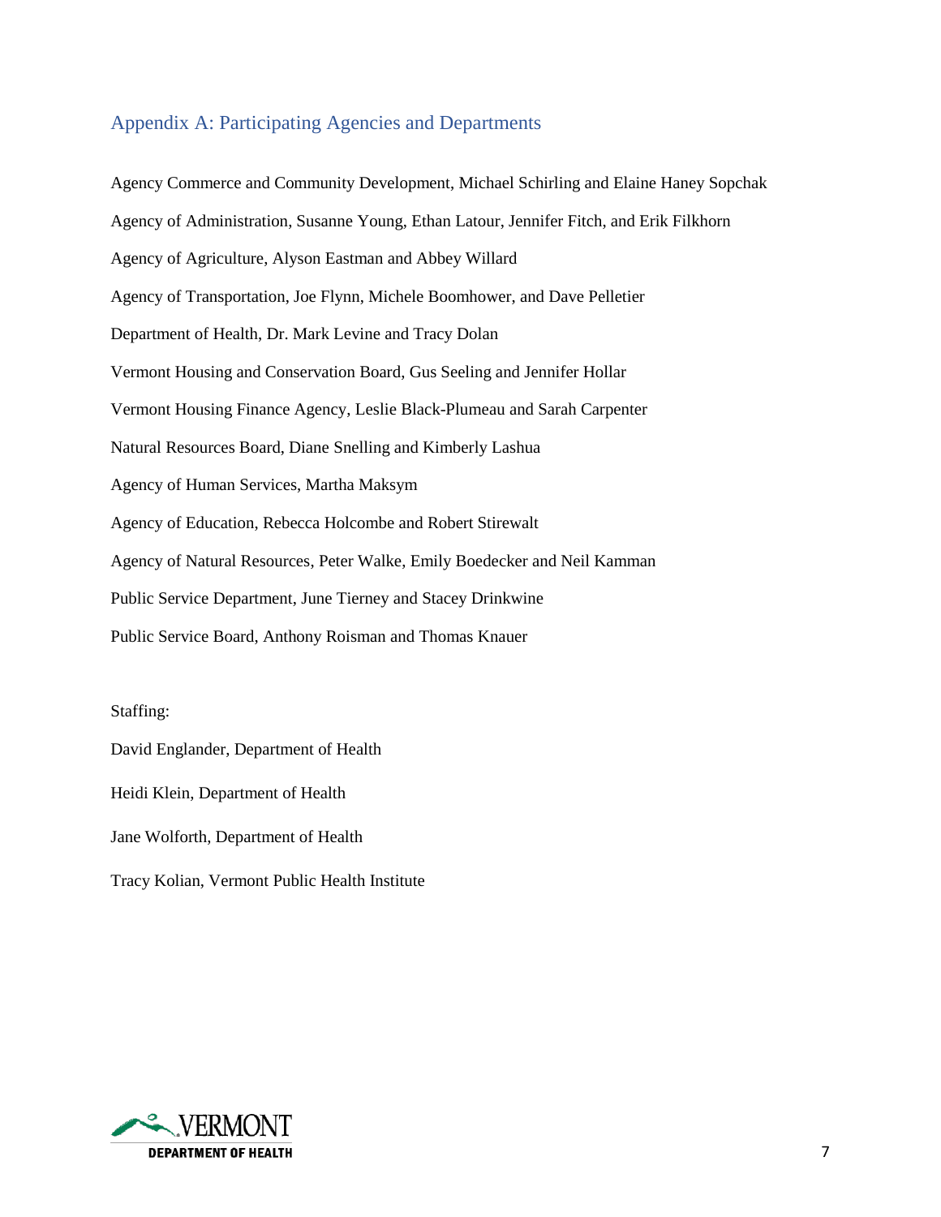## Appendix A: Participating Agencies and Departments

Agency Commerce and Community Development, Michael Schirling and Elaine Haney Sopchak

Agency of Administration, Susanne Young, Ethan Latour, Jennifer Fitch, and Erik Filkhorn

Agency of Agriculture, Alyson Eastman and Abbey Willard

Agency of Transportation, Joe Flynn, Michele Boomhower, and Dave Pelletier

Department of Health, Dr. Mark Levine and Tracy Dolan

Vermont Housing and Conservation Board, Gus Seeling and Jennifer Hollar

Vermont Housing Finance Agency, Leslie Black-Plumeau and Sarah Carpenter

Natural Resources Board, Diane Snelling and Kimberly Lashua

Agency of Human Services, Martha Maksym

Agency of Education, Rebecca Holcombe and Robert Stirewalt

Agency of Natural Resources, Peter Walke, Emily Boedecker and Neil Kamman

Public Service Department, June Tierney and Stacey Drinkwine

Public Service Board, Anthony Roisman and Thomas Knauer

Staffing:

David Englander, Department of Health

Heidi Klein, Department of Health

Jane Wolforth, Department of Health

Tracy Kolian, Vermont Public Health Institute